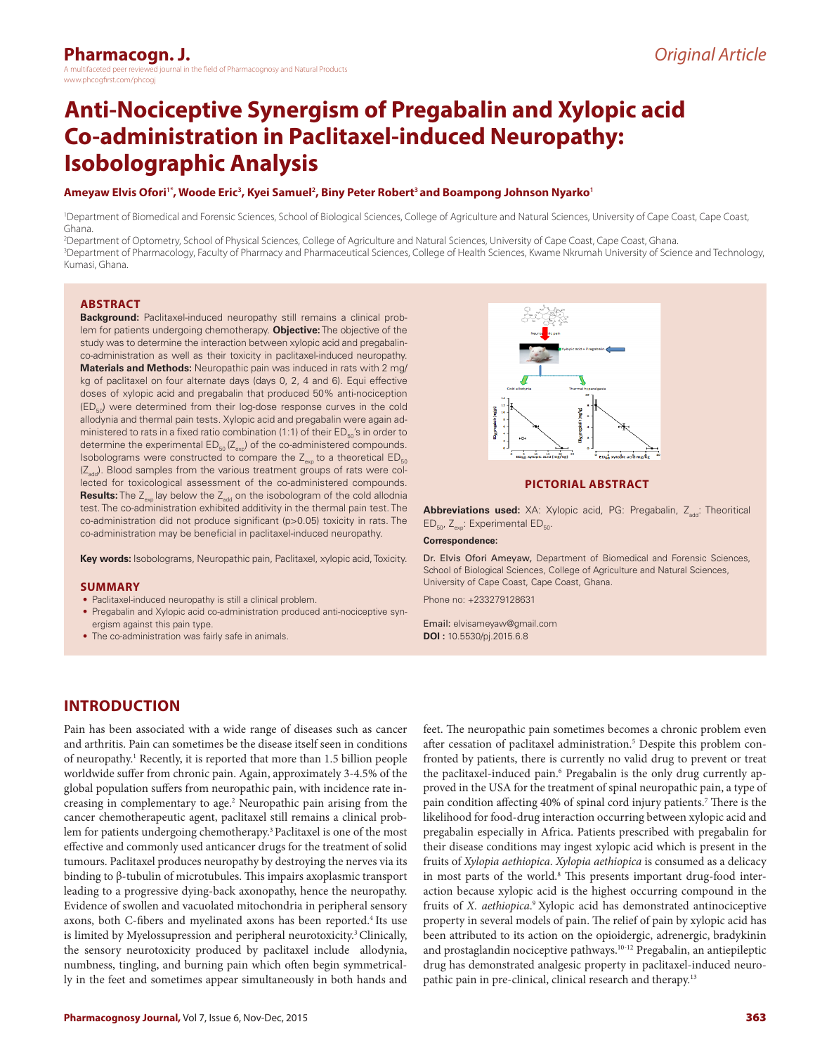# Anti-Nociceptive Synergism of Pregabalin and Xylopic acid Co-administration in Paclitaxel-induced Neuropathy: Isobolographic Analysis

**Ameyaw Elvis Ofori[1*], Woode Eric[3], Kyei Samuel[2], Biny Peter Robert[3] and Boampong Johnson Nyarko[1]**

[1]Department of Biomedical and Forensic Sciences, School of Biological Sciences, College of Agriculture and Natural Sciences, University of Cape Coast, Cape Coast, Ghana.

[2]Department of Optometry, School of Physical Sciences, College of Agriculture and Natural Sciences, University of Cape Coast, Cape Coast, Ghana.

[3]Department of Pharmacology, Faculty of Pharmacy and Pharmaceutical Sciences, College of Health Sciences, Kwame Nkrumah University of Science and Technology, Kumasi, Ghana.

## ABSTRACT

**Background:** Paclitaxel-induced neuropathy still remains a clinical problem for patients undergoing chemotherapy. **Objective:** The objective of the study was to determine the interaction between xylopic acid and pregabalin-co-administration as well as their toxicity in paclitaxel-induced neuropathy. **Materials and Methods:** Neuropathic pain was induced in rats with 2 mg/kg of paclitaxel on four alternate days (days 0, 2, 4 and 6). Equi effective doses of xylopic acid and pregabalin that produced 50% anti-nociception ($ED_{50}$) were determined from their log-dose response curves in the cold allodynia and thermal pain tests. Xylopic acid and pregabalin were again administered to rats in a fixed ratio combination (1:1) of their $ED_{50}$'s in order to determine the experimental $ED_{50}$ ($Z_{exp}$) of the co-administered compounds. Isobolograms were constructed to compare the $Z_{exp}$ to a theoretical $ED_{50}$ ($Z_{add}$). Blood samples from the various treatment groups of rats were collected for toxicological assessment of the co-administered compounds. **Results:** The $Z_{exp}$ lay below the $Z_{add}$ on the isobologram of the cold allodnia test. The co-administration exhibited additivity in the thermal pain test. The co-administration did not produce significant ($p>0.05$) toxicity in rats. The co-administration may be beneficial in paclitaxel-induced neuropathy.

**Key words:** Isobolograms, Neuropathic pain, Paclitaxel, xylopic acid, Toxicity.

## SUMMARY

- Paclitaxel-induced neuropathy is still a clinical problem.
- Pregabalin and Xylopic acid co-administration produced anti-nociceptive synergism against this pain type.
- The co-administration was fairly safe in animals.

**PICTORIAL ABSTRACT**

**Abbreviations used:** XA: Xylopic acid, PG: Pregabalin, $Z_{add}$: Theoritical $ED_{50}$, $Z_{exp}$: Experimental $ED_{50}$.

**Correspondence:**

Dr. Elvis Ofori Ameyaw, Department of Biomedical and Forensic Sciences, School of Biological Sciences, College of Agriculture and Natural Sciences, University of Cape Coast, Cape Coast, Ghana.

Phone no: +233279128631

Email: elvisameyaw@gmail.com

**DOI :** 10.5530/pj.2015.6.8

## INTRODUCTION

Pain has been associated with a wide range of diseases such as cancer and arthritis. Pain can sometimes be the disease itself seen in conditions of neuropathy.[1] Recently, it is reported that more than 1.5 billion people worldwide suffer from chronic pain. Again, approximately 3-4.5% of the global population suffers from neuropathic pain, with incidence rate increasing in complementary to age.[2] Neuropathic pain arising from the cancer chemotherapeutic agent, paclitaxel still remains a clinical problem for patients undergoing chemotherapy.[3] Paclitaxel is one of the most effective and commonly used anticancer drugs for the treatment of solid tumours. Paclitaxel produces neuropathy by destroying the nerves via its binding to β-tubulin of microtubules. This impairs axoplasmic transport leading to a progressive dying-back axonopathy, hence the neuropathy. Evidence of swollen and vacuolated mitochondria in peripheral sensory axons, both C-fibers and myelinated axons has been reported.[4] Its use is limited by Myelossupression and peripheral neurotoxicity.[3] Clinically, the sensory neurotoxicity produced by paclitaxel include allodynia, numbness, tingling, and burning pain which often begin symmetrically in the feet and sometimes appear simultaneously in both hands and feet. The neuropathic pain sometimes becomes a chronic problem even after cessation of paclitaxel administration.[5] Despite this problem confronted by patients, there is currently no valid drug to prevent or treat the paclitaxel-induced pain.[6] Pregabalin is the only drug currently approved in the USA for the treatment of spinal neuropathic pain, a type of pain condition affecting 40% of spinal cord injury patients.[7] There is the likelihood for food-drug interaction occurring between xylopic acid and pregabalin especially in Africa. Patients prescribed with pregabalin for their disease conditions may ingest xylopic acid which is present in the fruits of *Xylopia aethiopica*. *Xylopia aethiopica* is consumed as a delicacy in most parts of the world.[8] This presents important drug-food interaction because xylopic acid is the highest occurring compound in the fruits of *X. aethiopica*.[9] Xylopic acid has demonstrated antinociceptive property in several models of pain. The relief of pain by xylopic acid has been attributed to its action on the opioidergic, adrenergic, bradykinin and prostaglandin nociceptive pathways.[10-12] Pregabalin, an antiepileptic drug has demonstrated analgesic property in paclitaxel-induced neuropathic pain in pre-clinical, clinical research and therapy.[13]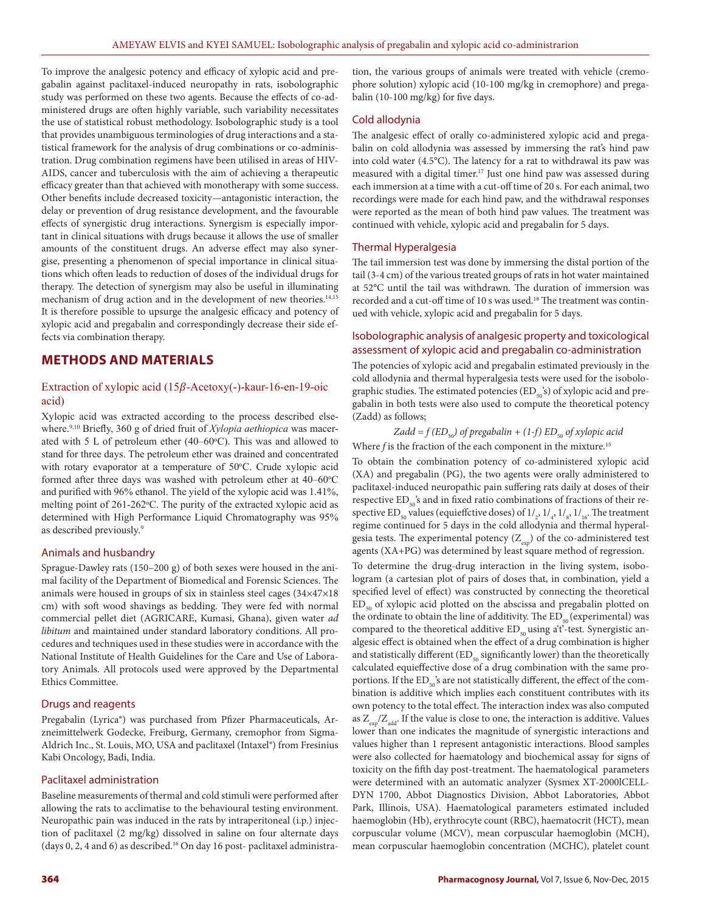To improve the analgesic potency and efficacy of xylopic acid and pregabalin against paclitaxel-induced neuropathy in rats, isobolographic study was performed on these two agents. Because the effects of co-administered drugs are often highly variable, such variability necessitates the use of statistical robust methodology. Isobolographic study is a tool that provides unambiguous terminologies of drug interactions and a statistical framework for the analysis of drug combinations or co-administration. Drug combination regimens have been utilised in areas of HIV-AIDS, cancer and tuberculosis with the aim of achieving a therapeutic efficacy greater than that achieved with monotherapy with some success. Other benefits include decreased toxicity—antagonistic interaction, the delay or prevention of drug resistance development, and the favourable effects of synergistic drug interactions. Synergism is especially important in clinical situations with drugs because it allows the use of smaller amounts of the constituent drugs. An adverse effect may also synergise, presenting a phenomenon of special importance in clinical situations which often leads to reduction of doses of the individual drugs for therapy. The detection of synergism may also be useful in illuminating mechanism of drug action and in the development of new theories.[14,15] It is therefore possible to upsurge the analgesic efficacy and potency of xylopic acid and pregabalin and correspondingly decrease their side effects via combination therapy.

## METHODS AND MATERIALS

### Extraction of xylopic acid (15β-Acetoxy(-)-kaur-16-en-19-oic acid)

Xylopic acid was extracted according to the process described elsewhere.[9,10] Briefly, 360 g of dried fruit of *Xylopia aethiopica* was macerated with 5 L of petroleum ether (40–60°C). This was and allowed to stand for three days. The petroleum ether was drained and concentrated with rotary evaporator at a temperature of 50°C. Crude xylopic acid formed after three days was washed with petroleum ether at 40–60°C and purified with 96% ethanol. The yield of the xylopic acid was 1.41%, melting point of 261-262°C. The purity of the extracted xylopic acid as determined with High Performance Liquid Chromatography was 95% as described previously.[9]

### Animals and husbandry

Sprague-Dawley rats (150–200 g) of both sexes were housed in the animal facility of the Department of Biomedical and Forensic Sciences. The animals were housed in groups of six in stainless steel cages (34×47×18 cm) with soft wood shavings as bedding. They were fed with normal commercial pellet diet (AGRICARE, Kumasi, Ghana), given water *ad libitum* and maintained under standard laboratory conditions. All procedures and techniques used in these studies were in accordance with the National Institute of Health Guidelines for the Care and Use of Laboratory Animals. All protocols used were approved by the Departmental Ethics Committee.

### Drugs and reagents

Pregabalin (Lyrica®) was purchased from Pfizer Pharmaceuticals, Arzneimittelwerk Godecke, Freiburg, Germany, cremophor from Sigma-Aldrich Inc., St. Louis, MO, USA and paclitaxel (Intaxel®) from Fresinius Kabi Oncology, Badi, India.

### Paclitaxel administration

Baseline measurements of thermal and cold stimuli were performed after allowing the rats to acclimatise to the behavioural testing environment. Neuropathic pain was induced in the rats by intraperitoneal (i.p.) injection of paclitaxel (2 mg/kg) dissolved in saline on four alternate days (days 0, 2, 4 and 6) as described.[16] On day 16 post- paclitaxel administration, the various groups of animals were treated with vehicle (cremophore solution) xylopic acid (10-100 mg/kg in cremophore) and pregabalin (10-100 mg/kg) for five days.

### Cold allodynia

The analgesic effect of orally co-administered xylopic acid and pregabalin on cold allodynia was assessed by immersing the rat's hind paw into cold water (4.5°C). The latency for a rat to withdrawal its paw was measured with a digital timer.[17] Just one hind paw was assessed during each immersion at a time with a cut-off time of 20 s. For each animal, two recordings were made for each hind paw, and the withdrawal responses were reported as the mean of both hind paw values. The treatment was continued with vehicle, xylopic acid and pregabalin for 5 days.

### Thermal Hyperalgesia

The tail immersion test was done by immersing the distal portion of the tail (3-4 cm) of the various treated groups of rats in hot water maintained at 52°C until the tail was withdrawn. The duration of immersion was recorded and a cut-off time of 10 s was used.[18] The treatment was continued with vehicle, xylopic acid and pregabalin for 5 days.

### Isobolographic analysis of analgesic property and toxicological assessment of xylopic acid and pregabalin co-administration

The potencies of xylopic acid and pregabalin estimated previously in the cold allodynia and thermal hyperalgesia tests were used for the isobolographic studies. The estimated potencies ($ED_{50}$'s) of xylopic acid and pregabalin in both tests were also used to compute the theoretical potency (Zadd) as follows;

$$Zadd = f\,(ED_{50})\text{ of pregabalin} + (1\text{-}f)\,ED_{50}\text{ of xylopic acid}$$

Where *f* is the fraction of the each component in the mixture.[15]

To obtain the combination potency of co-administered xylopic acid (XA) and pregabalin (PG), the two agents were orally administered to paclitaxel-induced neuropathic pain suffering rats daily at doses of their respective $ED_{50}$'s and in fixed ratio combinations of fractions of their respective $ED_{50}$ values (equieffctive doses) of $1/_2$, $1/_4$, $1/_8$, $1/_{16}$. The treatment regime continued for 5 days in the cold allodynia and thermal hyperalgesia tests. The experimental potency ($Z_{exp}$) of the co-administered test agents (XA+PG) was determined by least square method of regression.

To determine the drug-drug interaction in the living system, isobologram (a cartesian plot of pairs of doses that, in combination, yield a specified level of effect) was constructed by connecting the theoretical $ED_{50}$ of xylopic acid plotted on the abscissa and pregabalin plotted on the ordinate to obtain the line of additivity. The $ED_{50}$ (experimental) was compared to the theoretical additive $ED_{50}$ using a't'-test. Synergistic analgesic effect is obtained when the effect of a drug combination is higher and statistically different ($ED_{50}$ significantly lower) than the theoretically calculated equieffective dose of a drug combination with the same proportions. If the $ED_{50}$'s are not statistically different, the effect of the combination is additive which implies each constituent contributes with its own potency to the total effect. The interaction index was also computed as $Z_{exp}/Z_{add}$. If the value is close to one, the interaction is additive. Values lower than one indicates the magnitude of synergistic interactions and values higher than 1 represent antagonistic interactions. Blood samples were also collected for haematology and biochemical assay for signs of toxicity on the fifth day post-treatment. The haematological parameters were determined with an automatic analyzer (Sysmex XT-2000lCELL-DYN 1700, Abbot Diagnostics Division, Abbot Laboratories, Abbot Park, Illinois, USA). Haematological parameters estimated included haemoglobin (Hb), erythrocyte count (RBC), haematocrit (HCT), mean corpuscular volume (MCV), mean corpuscular haemoglobin (MCH), mean corpuscular haemoglobin concentration (MCHC), platelet count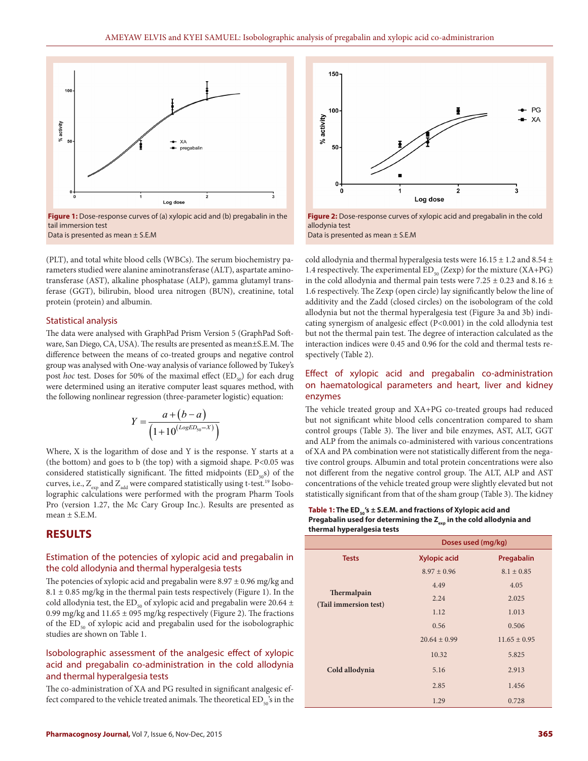Figure 1: Dose-response curves of (a) xylopic acid and (b) pregabalin in the tail immersion test
Data is presented as mean ± S.E.M

Figure 2: Dose-response curves of xylopic acid and pregabalin in the cold allodynia test
Data is presented as mean ± S.E.M

(PLT), and total white blood cells (WBCs). The serum biochemistry parameters studied were alanine aminotransferase (ALT), aspartate aminotransferase (AST), alkaline phosphatase (ALP), gamma glutamyl transferase (GGT), bilirubin, blood urea nitrogen (BUN), creatinine, total protein (protein) and albumin.

### Statistical analysis

The data were analysed with GraphPad Prism Version 5 (GraphPad Software, San Diego, CA, USA). The results are presented as mean±S.E.M. The difference between the means of co-treated groups and negative control group was analysed with One-way analysis of variance followed by Tukey's post *hoc* test. Doses for 50% of the maximal effect ($ED_{50}$) for each drug were determined using an iterative computer least squares method, with the following nonlinear regression (three-parameter logistic) equation:

$$Y = \frac{a + (b - a)}{\left(1 + 10^{(LogED_{50} - X)}\right)}$$

Where, X is the logarithm of dose and Y is the response. Y starts at a (the bottom) and goes to b (the top) with a sigmoid shape. $P<0.05$ was considered statistically significant. The fitted midpoints ($ED_{50}$s) of the curves, i.e., $Z_{exp}$ and $Z_{add}$ were compared statistically using t-test.[19] Isobolographic calculations were performed with the program Pharm Tools Pro (version 1.27, the Mc Cary Group Inc.). Results are presented as mean ± S.E.M.

## RESULTS

### Estimation of the potencies of xylopic acid and pregabalin in the cold allodynia and thermal hyperalgesia tests

The potencies of xylopic acid and pregabalin were 8.97 ± 0.96 mg/kg and 8.1 ± 0.85 mg/kg in the thermal pain tests respectively (Figure 1). In the cold allodynia test, the $ED_{50}$ of xylopic acid and pregabalin were 20.64 ± 0.99 mg/kg and 11.65 ± 095 mg/kg respectively (Figure 2). The fractions of the $ED_{50}$ of xylopic acid and pregabalin used for the isobolographic studies are shown on Table 1.

### Isobolographic assessment of the analgesic effect of xylopic acid and pregabalin co-administration in the cold allodynia and thermal hyperalgesia tests

The co-administration of XA and PG resulted in significant analgesic effect compared to the vehicle treated animals. The theoretical $ED_{50}$'s in the cold allodynia and thermal hyperalgesia tests were 16.15 ± 1.2 and 8.54 ± 1.4 respectively. The experimental $ED_{50}$ (Zexp) for the mixture (XA+PG) in the cold allodynia and thermal pain tests were 7.25 ± 0.23 and 8.16 ± 1.6 respectively. The Zexp (open circle) lay significantly below the line of additivity and the Zadd (closed circles) on the isobologram of the cold allodynia but not the thermal hyperalgesia test (Figure 3a and 3b) indicating synergism of analgesic effect ($P<0.001$) in the cold allodynia test but not the thermal pain test. The degree of interaction calculated as the interaction indices were 0.45 and 0.96 for the cold and thermal tests respectively (Table 2).

### Effect of xylopic acid and pregabalin co-administration on haematological parameters and heart, liver and kidney enzymes

The vehicle treated group and XA+PG co-treated groups had reduced but not significant white blood cells concentration compared to sham control groups (Table 3). The liver and bile enzymes, AST, ALT, GGT and ALP from the animals co-administered with various concentrations of XA and PA combination were not statistically different from the negative control groups. Albumin and total protein concentrations were also not different from the negative control group. The ALT, ALP and AST concentrations of the vehicle treated group were slightly elevated but not statistically significant from that of the sham group (Table 3). The kidney

**Table 1: The $ED_{50}$'s ± S.E.M. and fractions of Xylopic acid and Pregabalin used for determining the $Z_{exp}$ in the cold allodynia and thermal hyperalgesia tests**

| | Doses used (mg/kg) | |
|---|---|---|
| Tests | Xylopic acid | Pregabalin |
| Thermalpain (Tail immersion test) | 8.97 ± 0.96 | 8.1 ± 0.85 |
| | 4.49 | 4.05 |
| | 2.24 | 2.025 |
| | 1.12 | 1.013 |
| | 0.56 | 0.506 |
| Cold allodynia | 20.64 ± 0.99 | 11.65 ± 0.95 |
| | 10.32 | 5.825 |
| | 5.16 | 2.913 |
| | 2.85 | 1.456 |
| | 1.29 | 0.728 |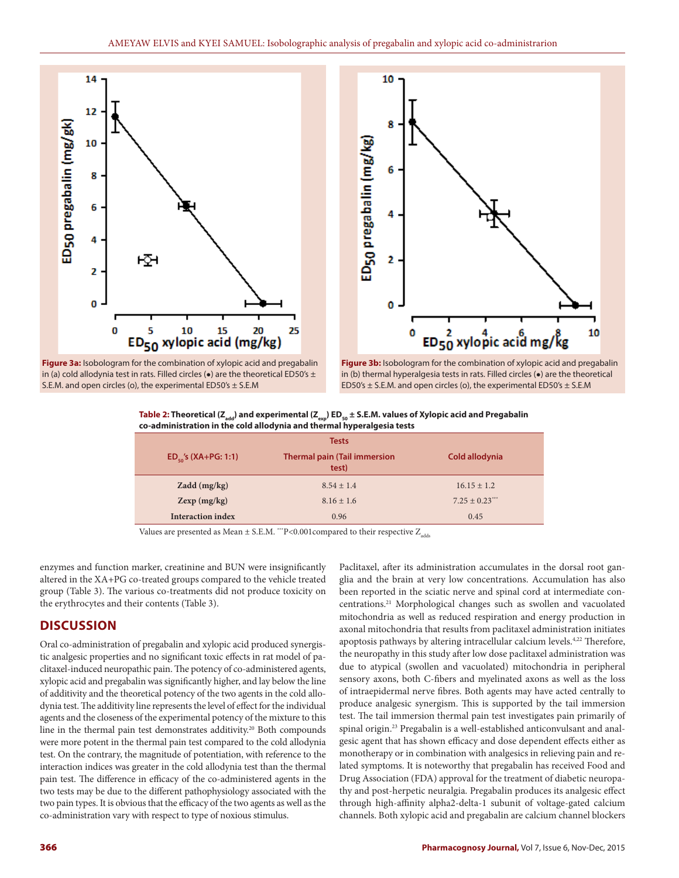Figure 3a: Isobologram for the combination of xylopic acid and pregabalin in (a) cold allodynia test in rats. Filled circles (•) are the theoretical ED50's ± S.E.M. and open circles (o), the experimental ED50's ± S.E.M

Figure 3b: Isobologram for the combination of xylopic acid and pregabalin in (b) thermal hyperalgesia tests in rats. Filled circles (•) are the theoretical ED50's ± S.E.M. and open circles (o), the experimental ED50's ± S.E.M

**Table 2: Theoretical ($Z_{add}$) and experimental ($Z_{exp}$) $ED_{50}$ ± S.E.M. values of Xylopic acid and Pregabalin co-administration in the cold allodynia and thermal hyperalgesia tests**

| $ED_{50}$'s (XA+PG: 1:1) | Tests | |
|---|---|---|
| | Thermal pain (Tail immersion test) | Cold allodynia |
| Zadd (mg/kg) | 8.54 ± 1.4 | 16.15 ± 1.2 |
| Zexp (mg/kg) | 8.16 ± 1.6 | 7.25 ± 0.23*** |
| Interaction index | 0.96 | 0.45 |

Values are presented as Mean ± S.E.M. ***P<0.001compared to their respective $Z_{adds}$

enzymes and function marker, creatinine and BUN were insignificantly altered in the XA+PG co-treated groups compared to the vehicle treated group (Table 3). The various co-treatments did not produce toxicity on the erythrocytes and their contents (Table 3).

## DISCUSSION

Oral co-administration of pregabalin and xylopic acid produced synergistic analgesic properties and no significant toxic effects in rat model of paclitaxel-induced neuropathic pain. The potency of co-administered agents, xylopic acid and pregabalin was significantly higher, and lay below the line of additivity and the theoretical potency of the two agents in the cold allodynia test. The additivity line represents the level of effect for the individual agents and the closeness of the experimental potency of the mixture to this line in the thermal pain test demonstrates additivity.[20] Both compounds were more potent in the thermal pain test compared to the cold allodynia test. On the contrary, the magnitude of potentiation, with reference to the interaction indices was greater in the cold allodynia test than the thermal pain test. The difference in efficacy of the co-administered agents in the two tests may be due to the different pathophysiology associated with the two pain types. It is obvious that the efficacy of the two agents as well as the co-administration vary with respect to type of noxious stimulus.

Paclitaxel, after its administration accumulates in the dorsal root ganglia and the brain at very low concentrations. Accumulation has also been reported in the sciatic nerve and spinal cord at intermediate concentrations.[21] Morphological changes such as swollen and vacuolated mitochondria as well as reduced respiration and energy production in axonal mitochondria that results from paclitaxel administration initiates apoptosis pathways by altering intracellular calcium levels.[4,22] Therefore, the neuropathy in this study after low dose paclitaxel administration was due to atypical (swollen and vacuolated) mitochondria in peripheral sensory axons, both C-fibers and myelinated axons as well as the loss of intraepidermal nerve fibres. Both agents may have acted centrally to produce analgesic synergism. This is supported by the tail immersion test. The tail immersion thermal pain test investigates pain primarily of spinal origin.[23] Pregabalin is a well-established anticonvulsant and analgesic agent that has shown efficacy and dose dependent effects either as monotherapy or in combination with analgesics in relieving pain and related symptoms. It is noteworthy that pregabalin has received Food and Drug Association (FDA) approval for the treatment of diabetic neuropathy and post-herpetic neuralgia. Pregabalin produces its analgesic effect through high-affinity alpha2-delta-1 subunit of voltage-gated calcium channels. Both xylopic acid and pregabalin are calcium channel blockers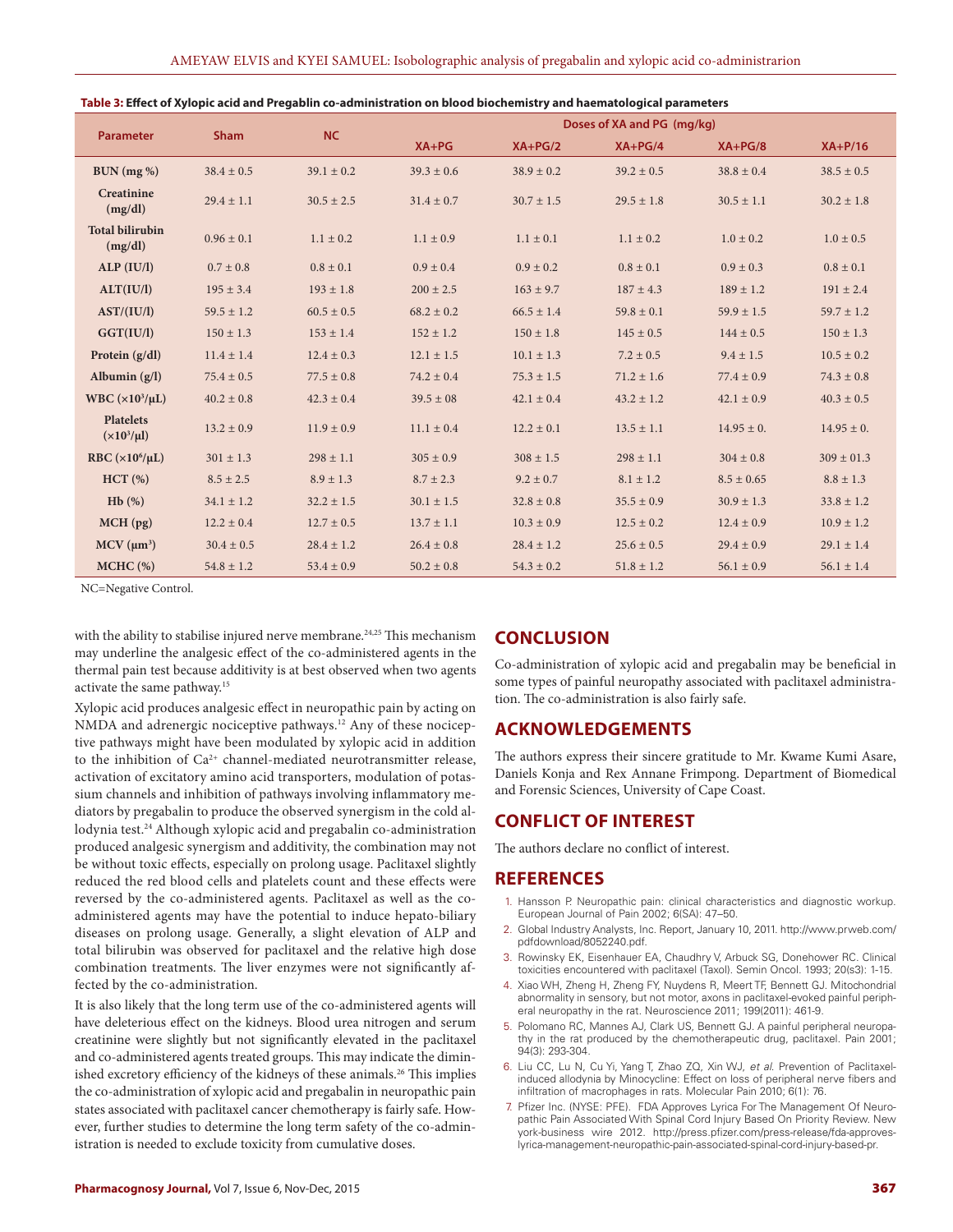**Table 3: Effect of Xylopic acid and Pregablin co-administration on blood biochemistry and haematological parameters**

| Parameter | Sham | NC | Doses of XA and PG (mg/kg) | | | | |
|---|---|---|---|---|---|---|---|
| | | | XA+PG | XA+PG/2 | XA+PG/4 | XA+PG/8 | XA+P/16 |
| BUN (mg %) | 38.4 ± 0.5 | 39.1 ± 0.2 | 39.3 ± 0.6 | 38.9 ± 0.2 | 39.2 ± 0.5 | 38.8 ± 0.4 | 38.5 ± 0.5 |
| Creatinine (mg/dl) | 29.4 ± 1.1 | 30.5 ± 2.5 | 31.4 ± 0.7 | 30.7 ± 1.5 | 29.5 ± 1.8 | 30.5 ± 1.1 | 30.2 ± 1.8 |
| Total bilirubin (mg/dl) | 0.96 ± 0.1 | 1.1 ± 0.2 | 1.1 ± 0.9 | 1.1 ± 0.1 | 1.1 ± 0.2 | 1.0 ± 0.2 | 1.0 ± 0.5 |
| ALP (IU/l) | 0.7 ± 0.8 | 0.8 ± 0.1 | 0.9 ± 0.4 | 0.9 ± 0.2 | 0.8 ± 0.1 | 0.9 ± 0.3 | 0.8 ± 0.1 |
| ALT(IU/l) | 195 ± 3.4 | 193 ± 1.8 | 200 ± 2.5 | 163 ± 9.7 | 187 ± 4.3 | 189 ± 1.2 | 191 ± 2.4 |
| AST/(IU/l) | 59.5 ± 1.2 | 60.5 ± 0.5 | 68.2 ± 0.2 | 66.5 ± 1.4 | 59.8 ± 0.1 | 59.9 ± 1.5 | 59.7 ± 1.2 |
| GGT(IU/l) | 150 ± 1.3 | 153 ± 1.4 | 152 ± 1.2 | 150 ± 1.8 | 145 ± 0.5 | 144 ± 0.5 | 150 ± 1.3 |
| Protein (g/dl) | 11.4 ± 1.4 | 12.4 ± 0.3 | 12.1 ± 1.5 | 10.1 ± 1.3 | 7.2 ± 0.5 | 9.4 ± 1.5 | 10.5 ± 0.2 |
| Albumin (g/l) | 75.4 ± 0.5 | 77.5 ± 0.8 | 74.2 ± 0.4 | 75.3 ± 1.5 | 71.2 ± 1.6 | 77.4 ± 0.9 | 74.3 ± 0.8 |
| WBC ($\times 10^3/\mu L$) | 40.2 ± 0.8 | 42.3 ± 0.4 | 39.5 ± 08 | 42.1 ± 0.4 | 43.2 ± 1.2 | 42.1 ± 0.9 | 40.3 ± 0.5 |
| Platelets ($\times 10^3/\mu l$) | 13.2 ± 0.9 | 11.9 ± 0.9 | 11.1 ± 0.4 | 12.2 ± 0.1 | 13.5 ± 1.1 | 14.95 ± 0. | 14.95 ± 0. |
| RBC ($\times 10^6/\mu L$) | 301 ± 1.3 | 298 ± 1.1 | 305 ± 0.9 | 308 ± 1.5 | 298 ± 1.1 | 304 ± 0.8 | 309 ± 01.3 |
| HCT (%) | 8.5 ± 2.5 | 8.9 ± 1.3 | 8.7 ± 2.3 | 9.2 ± 0.7 | 8.1 ± 1.2 | 8.5 ± 0.65 | 8.8 ± 1.3 |
| Hb (%) | 34.1 ± 1.2 | 32.2 ± 1.5 | 30.1 ± 1.5 | 32.8 ± 0.8 | 35.5 ± 0.9 | 30.9 ± 1.3 | 33.8 ± 1.2 |
| MCH (pg) | 12.2 ± 0.4 | 12.7 ± 0.5 | 13.7 ± 1.1 | 10.3 ± 0.9 | 12.5 ± 0.2 | 12.4 ± 0.9 | 10.9 ± 1.2 |
| MCV ($\mu m^3$) | 30.4 ± 0.5 | 28.4 ± 1.2 | 26.4 ± 0.8 | 28.4 ± 1.2 | 25.6 ± 0.5 | 29.4 ± 0.9 | 29.1 ± 1.4 |
| MCHC (%) | 54.8 ± 1.2 | 53.4 ± 0.9 | 50.2 ± 0.8 | 54.3 ± 0.2 | 51.8 ± 1.2 | 56.1 ± 0.9 | 56.1 ± 1.4 |

NC=Negative Control.

with the ability to stabilise injured nerve membrane.[24,25] This mechanism may underline the analgesic effect of the co-administered agents in the thermal pain test because additivity is at best observed when two agents activate the same pathway.[15]

Xylopic acid produces analgesic effect in neuropathic pain by acting on NMDA and adrenergic nociceptive pathways.[12] Any of these nociceptive pathways might have been modulated by xylopic acid in addition to the inhibition of $Ca^{2+}$ channel-mediated neurotransmitter release, activation of excitatory amino acid transporters, modulation of potassium channels and inhibition of pathways involving inflammatory mediators by pregabalin to produce the observed synergism in the cold allodynia test.[24] Although xylopic acid and pregabalin co-administration produced analgesic synergism and additivity, the combination may not be without toxic effects, especially on prolong usage. Paclitaxel slightly reduced the red blood cells and platelets count and these effects were reversed by the co-administered agents. Paclitaxel as well as the co-administered agents may have the potential to induce hepato-biliary diseases on prolong usage. Generally, a slight elevation of ALP and total bilirubin was observed for paclitaxel and the relative high dose combination treatments. The liver enzymes were not significantly affected by the co-administration.

It is also likely that the long term use of the co-administered agents will have deleterious effect on the kidneys. Blood urea nitrogen and serum creatinine were slightly but not significantly elevated in the paclitaxel and co-administered agents treated groups. This may indicate the diminished excretory efficiency of the kidneys of these animals.[26] This implies the co-administration of xylopic acid and pregabalin in neuropathic pain states associated with paclitaxel cancer chemotherapy is fairly safe. However, further studies to determine the long term safety of the co-administration is needed to exclude toxicity from cumulative doses.

## CONCLUSION

Co-administration of xylopic acid and pregabalin may be beneficial in some types of painful neuropathy associated with paclitaxel administration. The co-administration is also fairly safe.

## ACKNOWLEDGEMENTS

The authors express their sincere gratitude to Mr. Kwame Kumi Asare, Daniels Konja and Rex Annane Frimpong. Department of Biomedical and Forensic Sciences, University of Cape Coast.

## CONFLICT OF INTEREST

The authors declare no conflict of interest.

## REFERENCES

1. Hansson P. Neuropathic pain: clinical characteristics and diagnostic workup. European Journal of Pain 2002; 6(SA): 47–50.
2. Global Industry Analysts, Inc. Report, January 10, 2011. http://www.prweb.com/pdfdownload/8052240.pdf.
3. Rowinsky EK, Eisenhauer EA, Chaudhry V, Arbuck SG, Donehower RC. Clinical toxicities encountered with paclitaxel (Taxol). Semin Oncol. 1993; 20(s3): 1-15.
4. Xiao WH, Zheng H, Zheng FY, Nuydens R, Meert TF, Bennett GJ. Mitochondrial abnormality in sensory, but not motor, axons in paclitaxel-evoked painful peripheral neuropathy in the rat. Neuroscience 2011; 199(2011): 461-9.
5. Polomano RC, Mannes AJ, Clark US, Bennett GJ. A painful peripheral neuropathy in the rat produced by the chemotherapeutic drug, paclitaxel. Pain 2001; 94(3): 293-304.
6. Liu CC, Lu N, Cu Yi, Yang T, Zhao ZQ, Xin WJ, *et al.* Prevention of Paclitaxel-induced allodynia by Minocycline: Effect on loss of peripheral nerve fibers and infiltration of macrophages in rats. Molecular Pain 2010; 6(1): 76.
7. Pfizer Inc. (NYSE: PFE). FDA Approves Lyrica For The Management Of Neuropathic Pain Associated With Spinal Cord Injury Based On Priority Review. New york-business wire 2012. http://press.pfizer.com/press-release/fda-approves-lyrica-management-neuropathic-pain-associated-spinal-cord-injury-based-pr.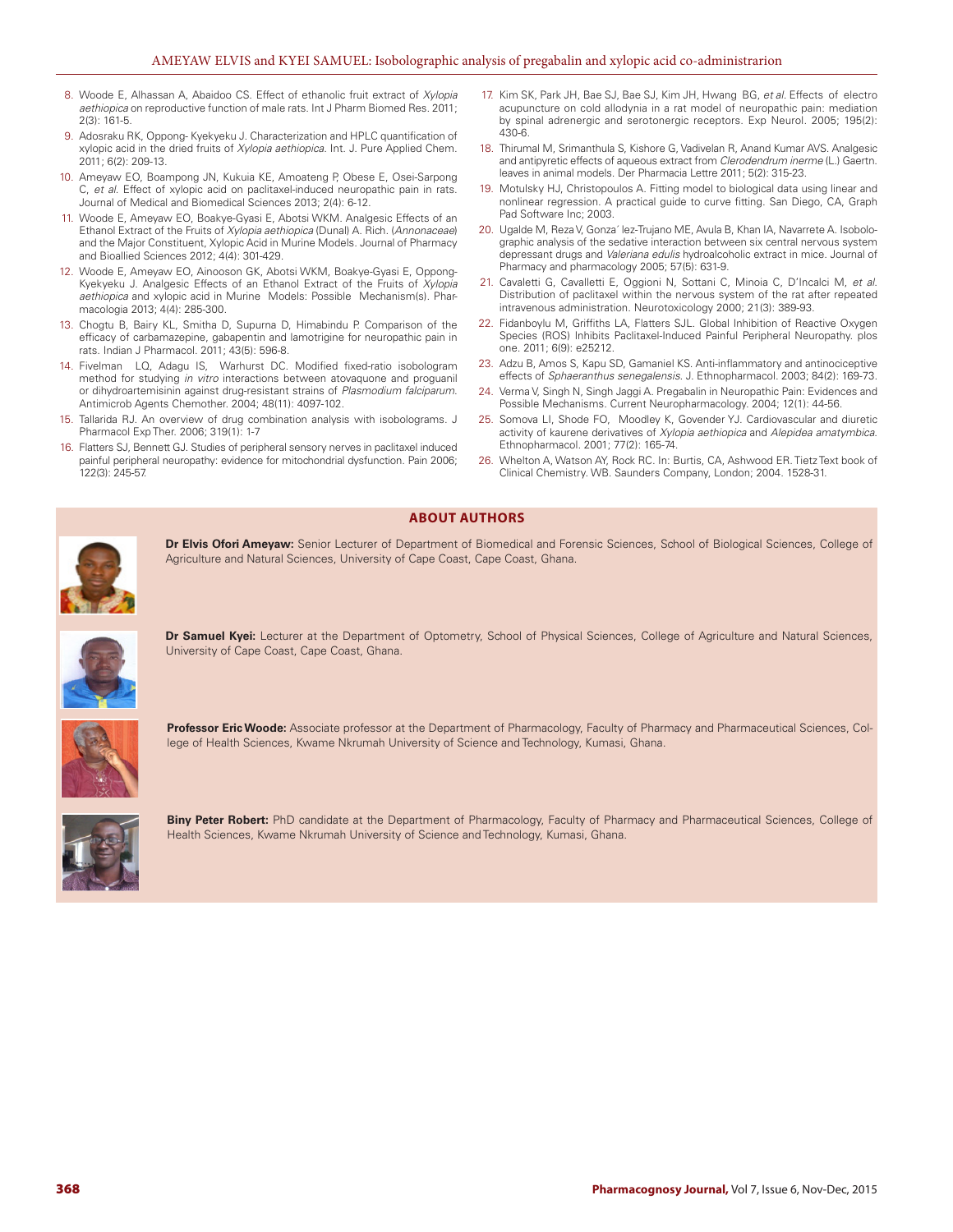8. Woode E, Alhassan A, Abaidoo CS. Effect of ethanolic fruit extract of *Xylopia aethiopica* on reproductive function of male rats. Int J Pharm Biomed Res. 2011; 2(3): 161-5.
9. Adosraku RK, Oppong- Kyekyeku J. Characterization and HPLC quantification of xylopic acid in the dried fruits of *Xylopia aethiopica*. Int. J. Pure Applied Chem. 2011; 6(2): 209-13.
10. Ameyaw EO, Boampong JN, Kukuia KE, Amoateng P, Obese E, Osei-Sarpong C, *et al.* Effect of xylopic acid on paclitaxel-induced neuropathic pain in rats. Journal of Medical and Biomedical Sciences 2013; 2(4): 6-12.
11. Woode E, Ameyaw EO, Boakye-Gyasi E, Abotsi WKM. Analgesic Effects of an Ethanol Extract of the Fruits of *Xylopia aethiopica* (Dunal) A. Rich. (*Annonaceae*) and the Major Constituent, Xylopic Acid in Murine Models. Journal of Pharmacy and Bioallied Sciences 2012; 4(4): 301-429.
12. Woode E, Ameyaw EO, Ainooson GK, Abotsi WKM, Boakye-Gyasi E, Oppong-Kyekyeku J. Analgesic Effects of an Ethanol Extract of the Fruits of *Xylopia aethiopica* and xylopic acid in Murine Models: Possible Mechanism(s). Pharmacologia 2013; 4(4): 285-300.
13. Chogtu B, Bairy KL, Smitha D, Supurna D, Himabindu P. Comparison of the efficacy of carbamazepine, gabapentin and lamotrigine for neuropathic pain in rats. Indian J Pharmacol. 2011; 43(5): 596-8.
14. Fivelman LQ, Adagu IS, Warhurst DC. Modified fixed-ratio isobologram method for studying *in vitro* interactions between atovaquone and proguanil or dihydroartemisinin against drug-resistant strains of *Plasmodium falciparum*. Antimicrob Agents Chemother. 2004; 48(11): 4097-102.
15. Tallarida RJ. An overview of drug combination analysis with isobolograms. J Pharmacol Exp Ther. 2006; 319(1): 1-7
16. Flatters SJ, Bennett GJ. Studies of peripheral sensory nerves in paclitaxel induced painful peripheral neuropathy: evidence for mitochondrial dysfunction. Pain 2006; 122(3): 245-57.
17. Kim SK, Park JH, Bae SJ, Bae SJ, Kim JH, Hwang BG, *et al.* Effects of electro acupuncture on cold allodynia in a rat model of neuropathic pain: mediation by spinal adrenergic and serotonergic receptors. Exp Neurol. 2005; 195(2): 430-6.
18. Thirumal M, Srimanthula S, Kishore G, Vadivelan R, Anand Kumar AVS. Analgesic and antipyretic effects of aqueous extract from *Clerodendrum inerme* (L.) Gaertn. leaves in animal models. Der Pharmacia Lettre 2011; 5(2): 315-23.
19. Motulsky HJ, Christopoulos A. Fitting model to biological data using linear and nonlinear regression. A practical guide to curve fitting. San Diego, CA, Graph Pad Software Inc; 2003.
20. Ugalde M, Reza V, Gonza´ lez-Trujano ME, Avula B, Khan IA, Navarrete A. Isobolographic analysis of the sedative interaction between six central nervous system depressant drugs and *Valeriana edulis* hydroalcoholic extract in mice. Journal of Pharmacy and pharmacology 2005; 57(5): 631-9.
21. Cavaletti G, Cavalletti E, Oggioni N, Sottani C, Minoia C, D'Incalci M, *et al.* Distribution of paclitaxel within the nervous system of the rat after repeated intravenous administration. Neurotoxicology 2000; 21(3): 389-93.
22. Fidanboylu M, Griffiths LA, Flatters SJL. Global Inhibition of Reactive Oxygen Species (ROS) Inhibits Paclitaxel-Induced Painful Peripheral Neuropathy. plos one. 2011; 6(9): e25212.
23. Adzu B, Amos S, Kapu SD, Gamaniel KS. Anti-inflammatory and antinociceptive effects of *Sphaeranthus senegalensis*. J. Ethnopharmacol. 2003; 84(2): 169-73.
24. Verma V, Singh N, Singh Jaggi A. Pregabalin in Neuropathic Pain: Evidences and Possible Mechanisms. Current Neuropharmacology. 2004; 12(1): 44-56.
25. Somova LI, Shode FO, Moodley K, Govender YJ. Cardiovascular and diuretic activity of kaurene derivatives of *Xylopia aethiopica* and *Alepidea amatymbica*. Ethnopharmacol. 2001; 77(2): 165-74.
26. Whelton A, Watson AY, Rock RC. In: Burtis, CA, Ashwood ER. Tietz Text book of Clinical Chemistry. WB. Saunders Company, London; 2004. 1528-31.

## ABOUT AUTHORS

**Dr Elvis Ofori Ameyaw:** Senior Lecturer of Department of Biomedical and Forensic Sciences, School of Biological Sciences, College of Agriculture and Natural Sciences, University of Cape Coast, Cape Coast, Ghana.

**Dr Samuel Kyei:** Lecturer at the Department of Optometry, School of Physical Sciences, College of Agriculture and Natural Sciences, University of Cape Coast, Cape Coast, Ghana.

**Professor Eric Woode:** Associate professor at the Department of Pharmacology, Faculty of Pharmacy and Pharmaceutical Sciences, College of Health Sciences, Kwame Nkrumah University of Science and Technology, Kumasi, Ghana.

**Biny Peter Robert:** PhD candidate at the Department of Pharmacology, Faculty of Pharmacy and Pharmaceutical Sciences, College of Health Sciences, Kwame Nkrumah University of Science and Technology, Kumasi, Ghana.